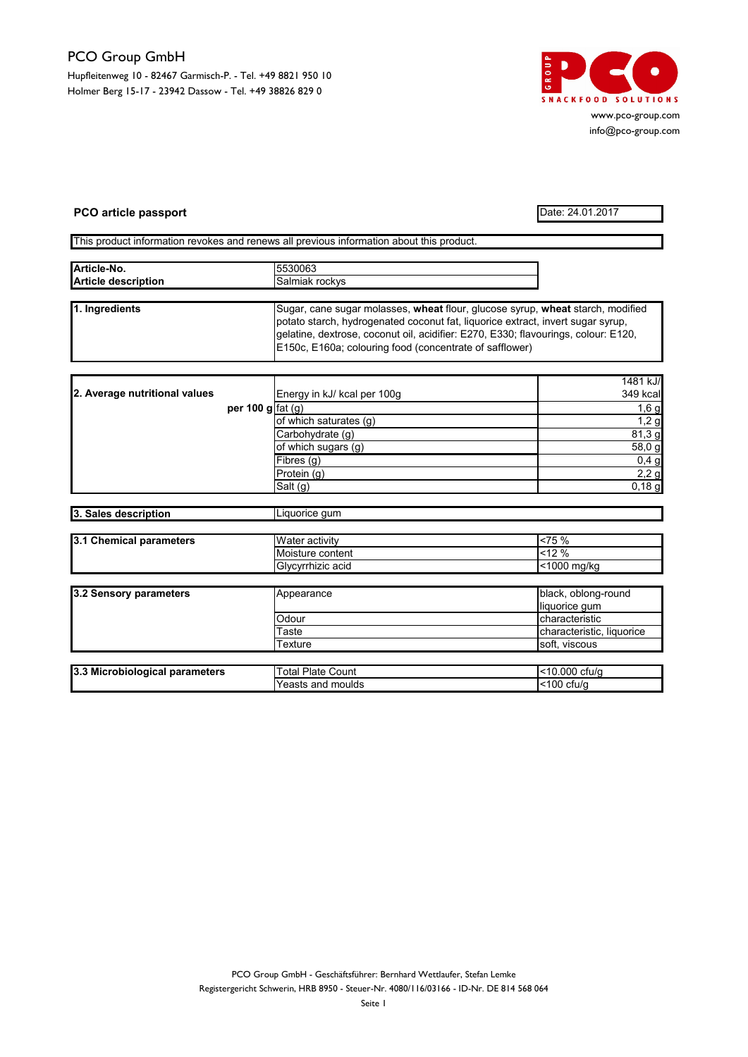PCO Group GmbH

Hupfleitenweg 10 - 82467 Garmisch-P. - Tel. +49 8821 950 10
Holmer Berg 15-17 - 23942 Dassow - Tel. +49 38826 829 0

www.pco-group.com
info@pco-group.com

## PCO article passport

Date: 24.01.2017

This product information revokes and renews all previous information about this product.

| | |
|---|---|
| **Article-No.** | 5530063 |
| **Article description** | Salmiak rockys |

| | |
|---|---|
| **1. Ingredients** | Sugar, cane sugar molasses, **wheat** flour, glucose syrup, **wheat** starch, modified potato starch, hydrogenated coconut fat, liquorice extract, invert sugar syrup, gelatine, dextrose, coconut oil, acidifier: E270, E330; flavourings, colour: E120, E150c, E160a; colouring food (concentrate of safflower) |

| | | |
|---|---|---|
| **2. Average nutritional values** | Energy in kJ/ kcal per 100g | 1481 kJ/ 349 kcal |
| **per 100 g** | fat (g) | 1,6 g |
| | of which saturates (g) | 1,2 g |
| | Carbohydrate (g) | 81,3 g |
| | of which sugars (g) | 58,0 g |
| | Fibres (g) | 0,4 g |
| | Protein (g) | 2,2 g |
| | Salt (g) | 0,18 g |

| | |
|---|---|
| **3. Sales description** | Liquorice gum |

| | | |
|---|---|---|
| **3.1 Chemical parameters** | Water activity | <75 % |
| | Moisture content | <12 % |
| | Glycyrrhizic acid | <1000 mg/kg |

| | | |
|---|---|---|
| **3.2 Sensory parameters** | Appearance | black, oblong-round liquorice gum |
| | Odour | characteristic |
| | Taste | characteristic, liquorice |
| | Texture | soft, viscous |

| | | |
|---|---|---|
| **3.3 Microbiological parameters** | Total Plate Count | <10.000 cfu/g |
| | Yeasts and moulds | <100 cfu/g |

PCO Group GmbH - Geschäftsführer: Bernhard Wettlaufer, Stefan Lemke
Registergericht Schwerin, HRB 8950 - Steuer-Nr. 4080/116/03166 - ID-Nr. DE 814 568 064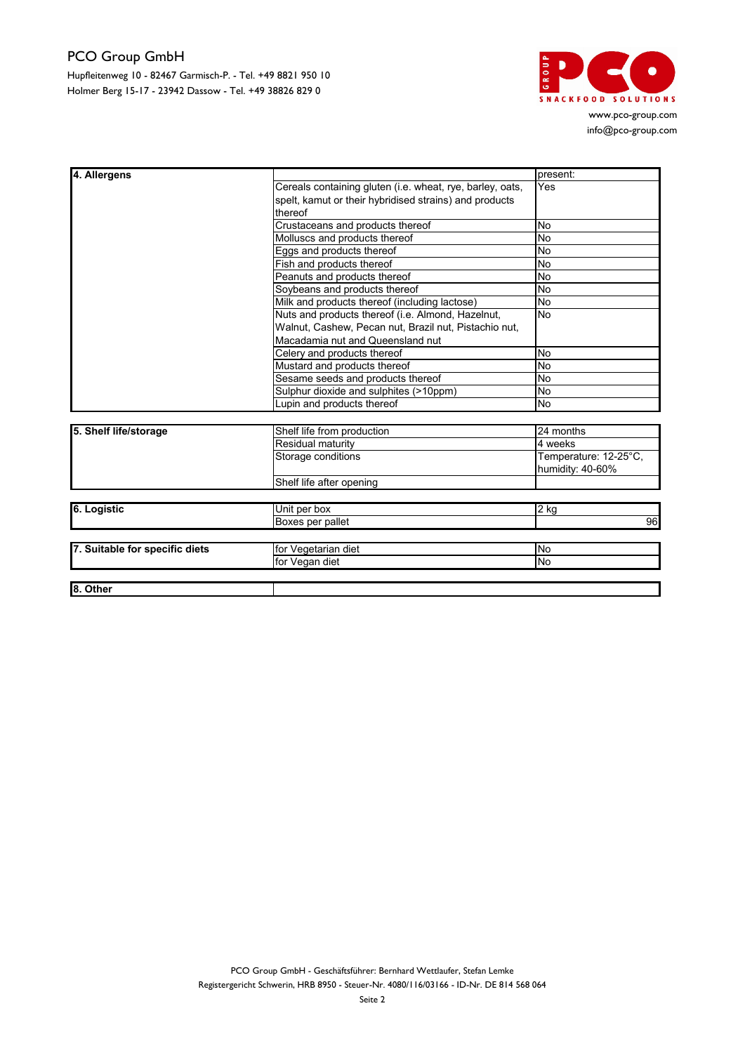PCO Group GmbH

Hupfleitenweg 10 - 82467 Garmisch-P. - Tel. +49 8821 950 10

Holmer Berg 15-17 - 23942 Dassow - Tel. +49 38826 829 0

www.pco-group.com

info@pco-group.com

| | | |
|---|---|---|
| **4. Allergens** | | present: |
| | Cereals containing gluten (i.e. wheat, rye, barley, oats, spelt, kamut or their hybridised strains) and products thereof | Yes |
| | Crustaceans and products thereof | No |
| | Molluscs and products thereof | No |
| | Eggs and products thereof | No |
| | Fish and products thereof | No |
| | Peanuts and products thereof | No |
| | Soybeans and products thereof | No |
| | Milk and products thereof (including lactose) | No |
| | Nuts and products thereof (i.e. Almond, Hazelnut, Walnut, Cashew, Pecan nut, Brazil nut, Pistachio nut, Macadamia nut and Queensland nut | No |
| | Celery and products thereof | No |
| | Mustard and products thereof | No |
| | Sesame seeds and products thereof | No |
| | Sulphur dioxide and sulphites (>10ppm) | No |
| | Lupin and products thereof | No |

| | | |
|---|---|---|
| **5. Shelf life/storage** | Shelf life from production | 24 months |
| | Residual maturity | 4 weeks |
| | Storage conditions | Temperature: 12-25°C, humidity: 40-60% |
| | Shelf life after opening | |

| | | |
|---|---|---|
| **6. Logistic** | Unit per box | 2 kg |
| | Boxes per pallet | 96 |

| | | |
|---|---|---|
| **7. Suitable for specific diets** | for Vegetarian diet | No |
| | for Vegan diet | No |

| | |
|---|---|
| **8. Other** | |

PCO Group GmbH - Geschäftsführer: Bernhard Wettlaufer, Stefan Lemke

Registergericht Schwerin, HRB 8950 - Steuer-Nr. 4080/116/03166 - ID-Nr. DE 814 568 064